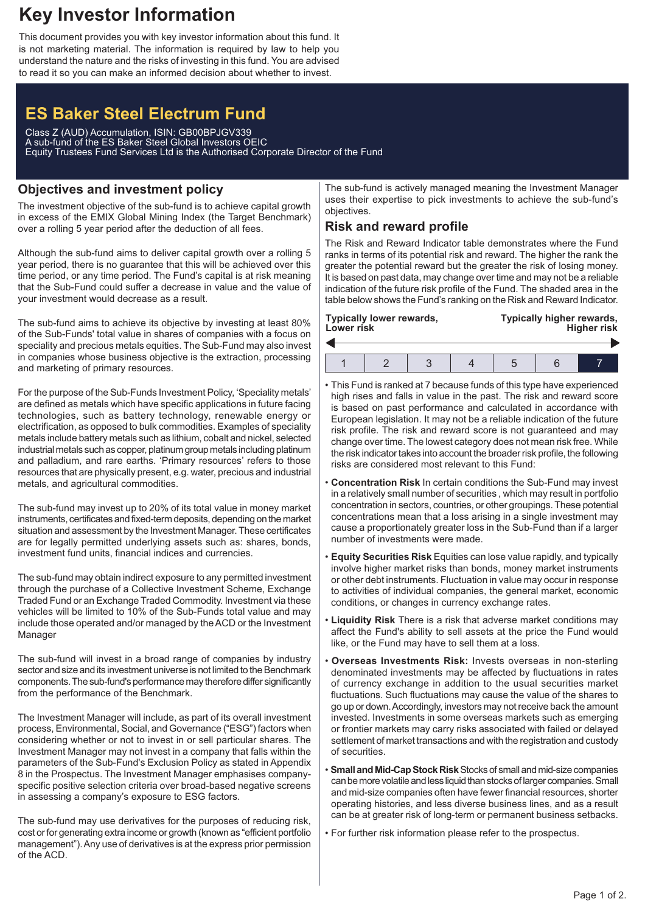# Key Investor Information

This document provides you with key investor information about this fund. It is not marketing material. The information is required by law to help you understand the nature and the risks of investing in this fund. You are advised to read it so you can make an informed decision about whether to invest.

## ES Baker Steel Electrum Fund

Class Z (AUD) Accumulation, ISIN: GB00BPJGV339
A sub-fund of the ES Baker Steel Global Investors OEIC
Equity Trustees Fund Services Ltd is the Authorised Corporate Director of the Fund

## Objectives and investment policy

The investment objective of the sub-fund is to achieve capital growth in excess of the EMIX Global Mining Index (the Target Benchmark) over a rolling 5 year period after the deduction of all fees.

Although the sub-fund aims to deliver capital growth over a rolling 5 year period, there is no guarantee that this will be achieved over this time period, or any time period. The Fund's capital is at risk meaning that the Sub-Fund could suffer a decrease in value and the value of your investment would decrease as a result.

The sub-fund aims to achieve its objective by investing at least 80% of the Sub-Funds' total value in shares of companies with a focus on speciality and precious metals equities. The Sub-Fund may also invest in companies whose business objective is the extraction, processing and marketing of primary resources.

For the purpose of the Sub-Funds Investment Policy, 'Speciality metals' are defined as metals which have specific applications in future facing technologies, such as battery technology, renewable energy or electrification, as opposed to bulk commodities. Examples of speciality metals include battery metals such as lithium, cobalt and nickel, selected industrial metals such as copper, platinum group metals including platinum and palladium, and rare earths. 'Primary resources' refers to those resources that are physically present, e.g. water, precious and industrial metals, and agricultural commodities.

The sub-fund may invest up to 20% of its total value in money market instruments, certificates and fixed-term deposits, depending on the market situation and assessment by the Investment Manager. These certificates are for legally permitted underlying assets such as: shares, bonds, investment fund units, financial indices and currencies.

The sub-fund may obtain indirect exposure to any permitted investment through the purchase of a Collective Investment Scheme, Exchange Traded Fund or an Exchange Traded Commodity. Investment via these vehicles will be limited to 10% of the Sub-Funds total value and may include those operated and/or managed by the ACD or the Investment Manager

The sub-fund will invest in a broad range of companies by industry sector and size and its investment universe is not limited to the Benchmark components. The sub-fund's performance may therefore differ significantly from the performance of the Benchmark.

The Investment Manager will include, as part of its overall investment process, Environmental, Social, and Governance ("ESG") factors when considering whether or not to invest in or sell particular shares. The Investment Manager may not invest in a company that falls within the parameters of the Sub-Fund's Exclusion Policy as stated in Appendix 8 in the Prospectus. The Investment Manager emphasises company-specific positive selection criteria over broad-based negative screens in assessing a company's exposure to ESG factors.

The sub-fund may use derivatives for the purposes of reducing risk, cost or for generating extra income or growth (known as "efficient portfolio management"). Any use of derivatives is at the express prior permission of the ACD.

The sub-fund is actively managed meaning the Investment Manager uses their expertise to pick investments to achieve the sub-fund's objectives.

## Risk and reward profile

The Risk and Reward Indicator table demonstrates where the Fund ranks in terms of its potential risk and reward. The higher the rank the greater the potential reward but the greater the risk of losing money. It is based on past data, may change over time and may not be a reliable indication of the future risk profile of the Fund. The shaded area in the table below shows the Fund's ranking on the Risk and Reward Indicator.

**Typically lower rewards, Lower risk** ← → **Typically higher rewards, Higher risk**

| 1 | 2 | 3 | 4 | 5 | 6 | 7 |
|---|---|---|---|---|---|---|

- This Fund is ranked at 7 because funds of this type have experienced high rises and falls in value in the past. The risk and reward score is based on past performance and calculated in accordance with European legislation. It may not be a reliable indication of the future risk profile. The risk and reward score is not guaranteed and may change over time. The lowest category does not mean risk free. While the risk indicator takes into account the broader risk profile, the following risks are considered most relevant to this Fund:
- **Concentration Risk** In certain conditions the Sub-Fund may invest in a relatively small number of securities , which may result in portfolio concentration in sectors, countries, or other groupings. These potential concentrations mean that a loss arising in a single investment may cause a proportionately greater loss in the Sub-Fund than if a larger number of investments were made.
- **Equity Securities Risk** Equities can lose value rapidly, and typically involve higher market risks than bonds, money market instruments or other debt instruments. Fluctuation in value may occur in response to activities of individual companies, the general market, economic conditions, or changes in currency exchange rates.
- **Liquidity Risk** There is a risk that adverse market conditions may affect the Fund's ability to sell assets at the price the Fund would like, or the Fund may have to sell them at a loss.
- **Overseas Investments Risk:** Invests overseas in non-sterling denominated investments may be affected by fluctuations in rates of currency exchange in addition to the usual securities market fluctuations. Such fluctuations may cause the value of the shares to go up or down. Accordingly, investors may not receive back the amount invested. Investments in some overseas markets such as emerging or frontier markets may carry risks associated with failed or delayed settlement of market transactions and with the registration and custody of securities.
- **Small and Mid-Cap Stock Risk** Stocks of small and mid-size companies can be more volatile and less liquid than stocks of larger companies. Small and mid-size companies often have fewer financial resources, shorter operating histories, and less diverse business lines, and as a result can be at greater risk of long-term or permanent business setbacks.
- For further risk information please refer to the prospectus.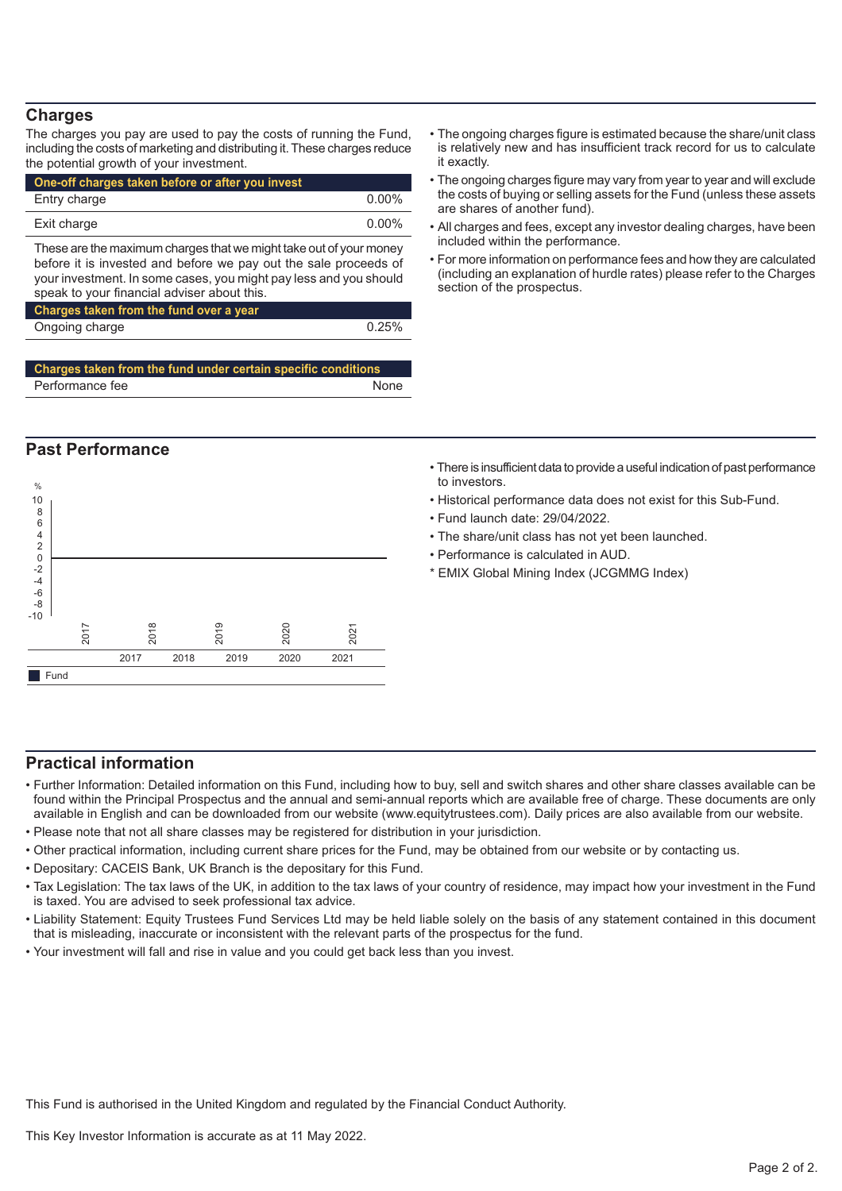## Charges

The charges you pay are used to pay the costs of running the Fund, including the costs of marketing and distributing it. These charges reduce the potential growth of your investment.

| One-off charges taken before or after you invest | |
|---|---|
| Entry charge | 0.00% |
| Exit charge | 0.00% |

These are the maximum charges that we might take out of your money before it is invested and before we pay out the sale proceeds of your investment. In some cases, you might pay less and you should speak to your financial adviser about this.

| Charges taken from the fund over a year | |
|---|---|
| Ongoing charge | 0.25% |

| Charges taken from the fund under certain specific conditions | |
|---|---|
| Performance fee | None |

- The ongoing charges figure is estimated because the share/unit class is relatively new and has insufficient track record for us to calculate it exactly.
- The ongoing charges figure may vary from year to year and will exclude the costs of buying or selling assets for the Fund (unless these assets are shares of another fund).
- All charges and fees, except any investor dealing charges, have been included within the performance.
- For more information on performance fees and how they are calculated (including an explanation of hurdle rates) please refer to the Charges section of the prospectus.

## Past Performance

%
10
8
6
4
2
0
-2
-4
-6
-8
-10

2017 2018 2019 2020 2021

2017 2018 2019 2020 2021

Fund

- There is insufficient data to provide a useful indication of past performance to investors.
- Historical performance data does not exist for this Sub-Fund.
- Fund launch date: 29/04/2022.
- The share/unit class has not yet been launched.
- Performance is calculated in AUD.

\* EMIX Global Mining Index (JCGMMG Index)

## Practical information

- Further Information: Detailed information on this Fund, including how to buy, sell and switch shares and other share classes available can be found within the Principal Prospectus and the annual and semi-annual reports which are available free of charge. These documents are only available in English and can be downloaded from our website (www.equitytrustees.com). Daily prices are also available from our website.
- Please note that not all share classes may be registered for distribution in your jurisdiction.
- Other practical information, including current share prices for the Fund, may be obtained from our website or by contacting us.
- Depositary: CACEIS Bank, UK Branch is the depositary for this Fund.
- Tax Legislation: The tax laws of the UK, in addition to the tax laws of your country of residence, may impact how your investment in the Fund is taxed. You are advised to seek professional tax advice.
- Liability Statement: Equity Trustees Fund Services Ltd may be held liable solely on the basis of any statement contained in this document that is misleading, inaccurate or inconsistent with the relevant parts of the prospectus for the fund.
- Your investment will fall and rise in value and you could get back less than you invest.

This Fund is authorised in the United Kingdom and regulated by the Financial Conduct Authority.

This Key Investor Information is accurate as at 11 May 2022.